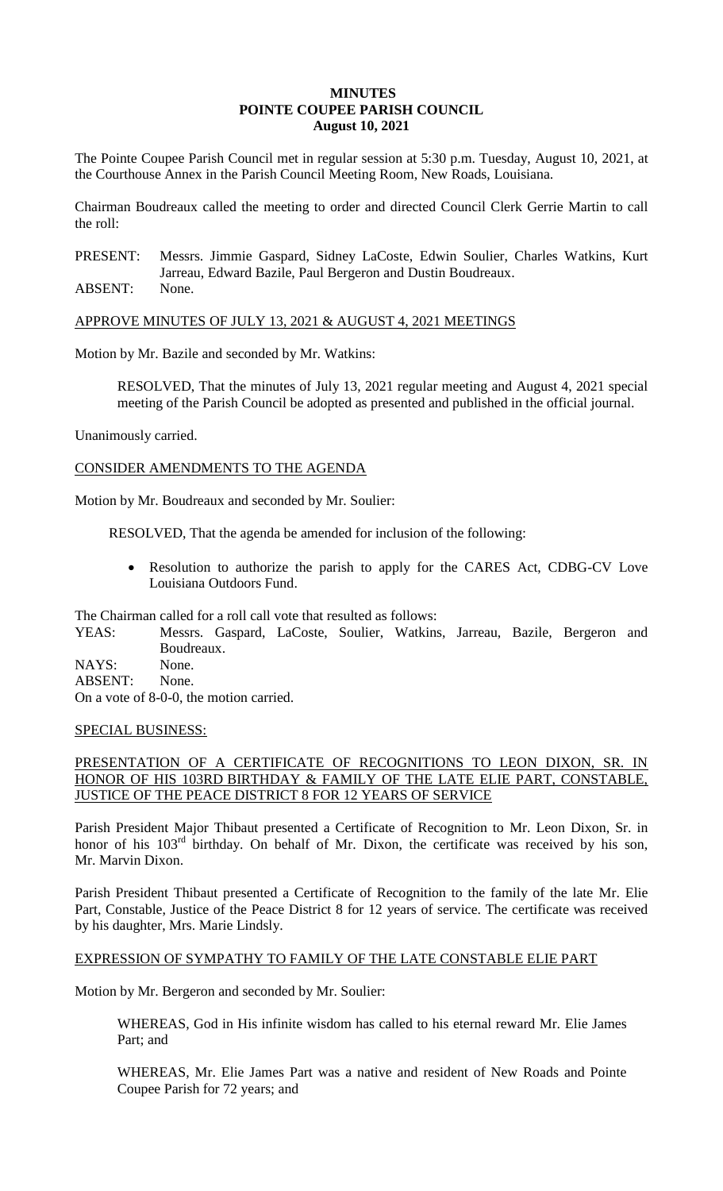# MINUTES
# POINTE COUPEE PARISH COUNCIL
## August 10, 2021

The Pointe Coupee Parish Council met in regular session at 5:30 p.m. Tuesday, August 10, 2021, at the Courthouse Annex in the Parish Council Meeting Room, New Roads, Louisiana.

Chairman Boudreaux called the meeting to order and directed Council Clerk Gerrie Martin to call the roll:

PRESENT: Messrs. Jimmie Gaspard, Sidney LaCoste, Edwin Soulier, Charles Watkins, Kurt Jarreau, Edward Bazile, Paul Bergeron and Dustin Boudreaux.
ABSENT: None.

APPROVE MINUTES OF JULY 13, 2021 & AUGUST 4, 2021 MEETINGS

Motion by Mr. Bazile and seconded by Mr. Watkins:

> RESOLVED, That the minutes of July 13, 2021 regular meeting and August 4, 2021 special meeting of the Parish Council be adopted as presented and published in the official journal.

Unanimously carried.

CONSIDER AMENDMENTS TO THE AGENDA

Motion by Mr. Boudreaux and seconded by Mr. Soulier:

> RESOLVED, That the agenda be amended for inclusion of the following:
>
> - Resolution to authorize the parish to apply for the CARES Act, CDBG-CV Love Louisiana Outdoors Fund.

The Chairman called for a roll call vote that resulted as follows:

YEAS: Messrs. Gaspard, LaCoste, Soulier, Watkins, Jarreau, Bazile, Bergeron and Boudreaux.
NAYS: None.
ABSENT: None.
On a vote of 8-0-0, the motion carried.

SPECIAL BUSINESS:

PRESENTATION OF A CERTIFICATE OF RECOGNITIONS TO LEON DIXON, SR. IN HONOR OF HIS 103RD BIRTHDAY & FAMILY OF THE LATE ELIE PART, CONSTABLE, JUSTICE OF THE PEACE DISTRICT 8 FOR 12 YEARS OF SERVICE

Parish President Major Thibaut presented a Certificate of Recognition to Mr. Leon Dixon, Sr. in honor of his 103rd birthday. On behalf of Mr. Dixon, the certificate was received by his son, Mr. Marvin Dixon.

Parish President Thibaut presented a Certificate of Recognition to the family of the late Mr. Elie Part, Constable, Justice of the Peace District 8 for 12 years of service. The certificate was received by his daughter, Mrs. Marie Lindsly.

EXPRESSION OF SYMPATHY TO FAMILY OF THE LATE CONSTABLE ELIE PART

Motion by Mr. Bergeron and seconded by Mr. Soulier:

> WHEREAS, God in His infinite wisdom has called to his eternal reward Mr. Elie James Part; and
>
> WHEREAS, Mr. Elie James Part was a native and resident of New Roads and Pointe Coupee Parish for 72 years; and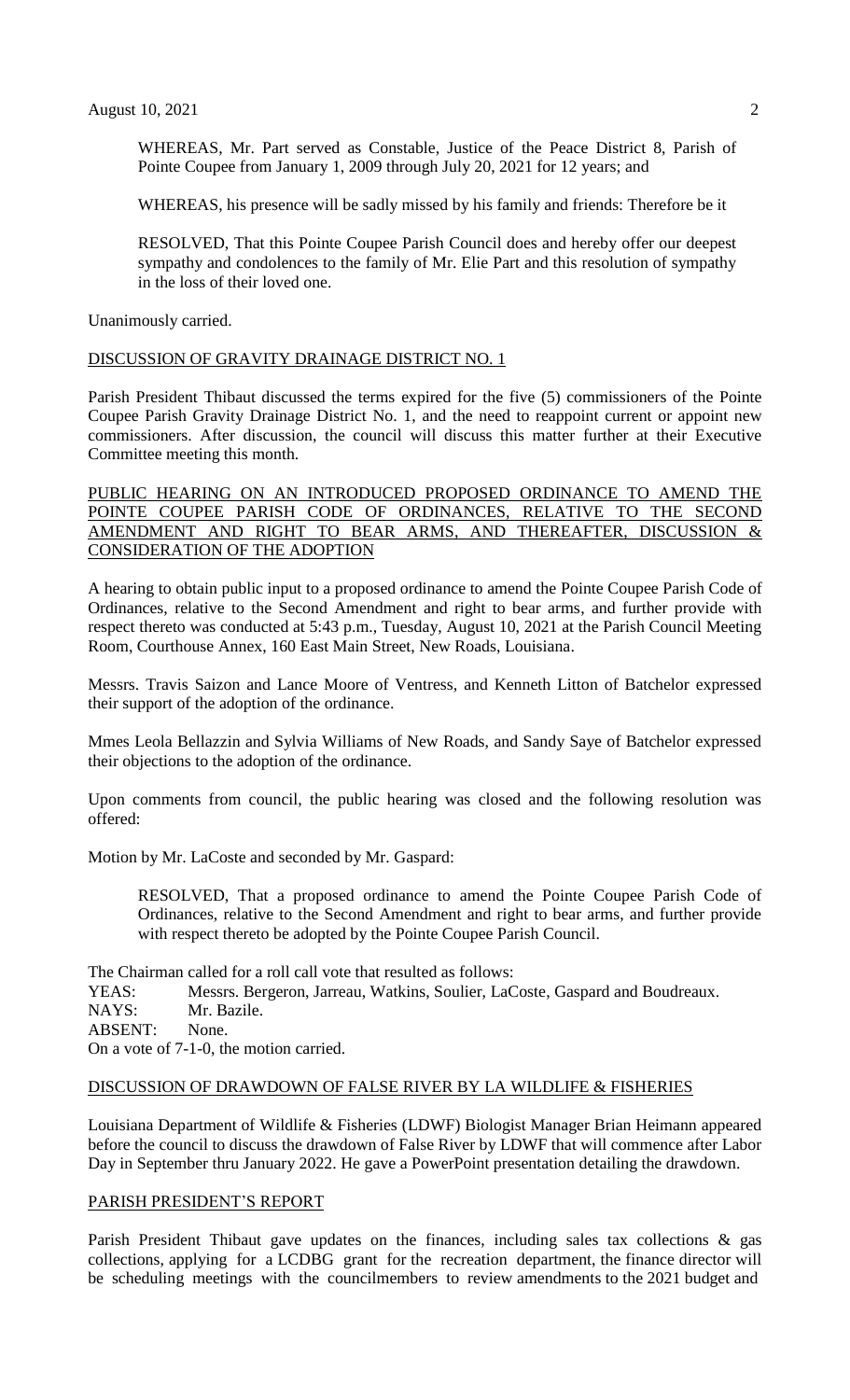WHEREAS, Mr. Part served as Constable, Justice of the Peace District 8, Parish of Pointe Coupee from January 1, 2009 through July 20, 2021 for 12 years; and

WHEREAS, his presence will be sadly missed by his family and friends: Therefore be it

RESOLVED, That this Pointe Coupee Parish Council does and hereby offer our deepest sympathy and condolences to the family of Mr. Elie Part and this resolution of sympathy in the loss of their loved one.

Unanimously carried.

DISCUSSION OF GRAVITY DRAINAGE DISTRICT NO. 1

Parish President Thibaut discussed the terms expired for the five (5) commissioners of the Pointe Coupee Parish Gravity Drainage District No. 1, and the need to reappoint current or appoint new commissioners. After discussion, the council will discuss this matter further at their Executive Committee meeting this month.

PUBLIC HEARING ON AN INTRODUCED PROPOSED ORDINANCE TO AMEND THE POINTE COUPEE PARISH CODE OF ORDINANCES, RELATIVE TO THE SECOND AMENDMENT AND RIGHT TO BEAR ARMS, AND THEREAFTER, DISCUSSION & CONSIDERATION OF THE ADOPTION

A hearing to obtain public input to a proposed ordinance to amend the Pointe Coupee Parish Code of Ordinances, relative to the Second Amendment and right to bear arms, and further provide with respect thereto was conducted at 5:43 p.m., Tuesday, August 10, 2021 at the Parish Council Meeting Room, Courthouse Annex, 160 East Main Street, New Roads, Louisiana.

Messrs. Travis Saizon and Lance Moore of Ventress, and Kenneth Litton of Batchelor expressed their support of the adoption of the ordinance.

Mmes Leola Bellazzin and Sylvia Williams of New Roads, and Sandy Saye of Batchelor expressed their objections to the adoption of the ordinance.

Upon comments from council, the public hearing was closed and the following resolution was offered:

Motion by Mr. LaCoste and seconded by Mr. Gaspard:

RESOLVED, That a proposed ordinance to amend the Pointe Coupee Parish Code of Ordinances, relative to the Second Amendment and right to bear arms, and further provide with respect thereto be adopted by the Pointe Coupee Parish Council.

The Chairman called for a roll call vote that resulted as follows:
YEAS: Messrs. Bergeron, Jarreau, Watkins, Soulier, LaCoste, Gaspard and Boudreaux.
NAYS: Mr. Bazile.
ABSENT: None.
On a vote of 7-1-0, the motion carried.

DISCUSSION OF DRAWDOWN OF FALSE RIVER BY LA WILDLIFE & FISHERIES

Louisiana Department of Wildlife & Fisheries (LDWF) Biologist Manager Brian Heimann appeared before the council to discuss the drawdown of False River by LDWF that will commence after Labor Day in September thru January 2022. He gave a PowerPoint presentation detailing the drawdown.

PARISH PRESIDENT'S REPORT

Parish President Thibaut gave updates on the finances, including sales tax collections & gas collections, applying for a LCDBG grant for the recreation department, the finance director will be scheduling meetings with the councilmembers to review amendments to the 2021 budget and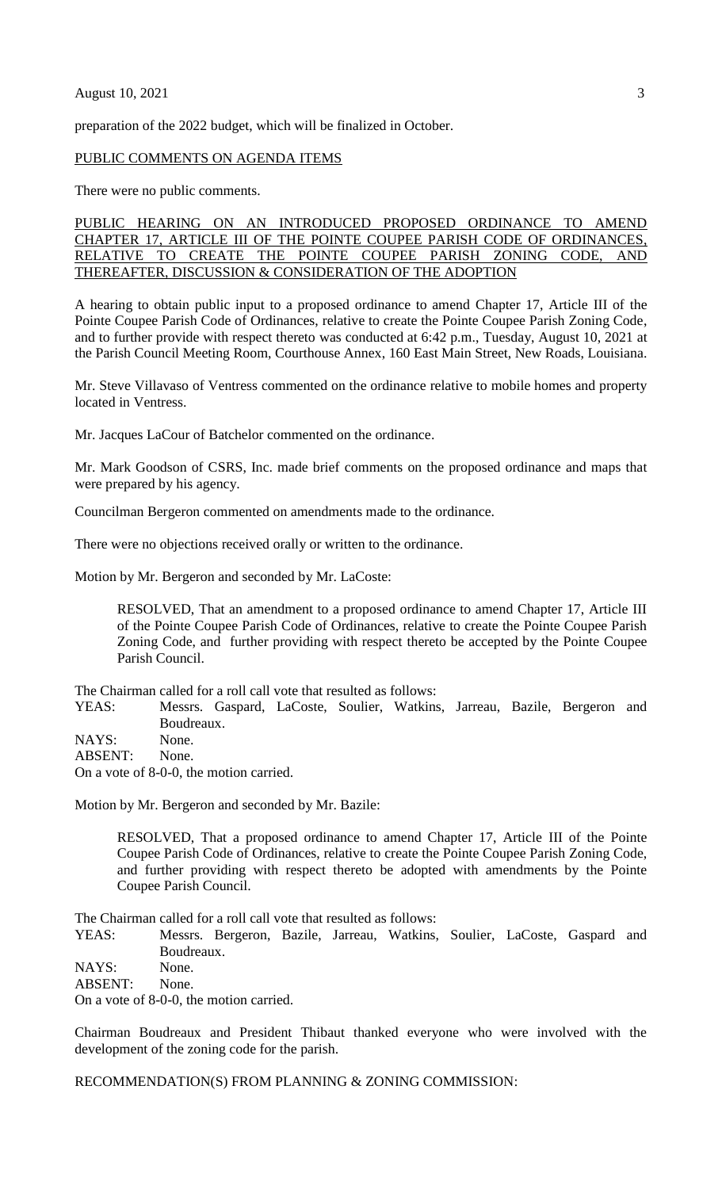preparation of the 2022 budget, which will be finalized in October.

PUBLIC COMMENTS ON AGENDA ITEMS

There were no public comments.

PUBLIC HEARING ON AN INTRODUCED PROPOSED ORDINANCE TO AMEND CHAPTER 17, ARTICLE III OF THE POINTE COUPEE PARISH CODE OF ORDINANCES, RELATIVE TO CREATE THE POINTE COUPEE PARISH ZONING CODE, AND THEREAFTER, DISCUSSION & CONSIDERATION OF THE ADOPTION

A hearing to obtain public input to a proposed ordinance to amend Chapter 17, Article III of the Pointe Coupee Parish Code of Ordinances, relative to create the Pointe Coupee Parish Zoning Code, and to further provide with respect thereto was conducted at 6:42 p.m., Tuesday, August 10, 2021 at the Parish Council Meeting Room, Courthouse Annex, 160 East Main Street, New Roads, Louisiana.

Mr. Steve Villavaso of Ventress commented on the ordinance relative to mobile homes and property located in Ventress.

Mr. Jacques LaCour of Batchelor commented on the ordinance.

Mr. Mark Goodson of CSRS, Inc. made brief comments on the proposed ordinance and maps that were prepared by his agency.

Councilman Bergeron commented on amendments made to the ordinance.

There were no objections received orally or written to the ordinance.

Motion by Mr. Bergeron and seconded by Mr. LaCoste:

> RESOLVED, That an amendment to a proposed ordinance to amend Chapter 17, Article III of the Pointe Coupee Parish Code of Ordinances, relative to create the Pointe Coupee Parish Zoning Code, and further providing with respect thereto be accepted by the Pointe Coupee Parish Council.

The Chairman called for a roll call vote that resulted as follows:

YEAS: Messrs. Gaspard, LaCoste, Soulier, Watkins, Jarreau, Bazile, Bergeron and Boudreaux.
NAYS: None.
ABSENT: None.
On a vote of 8-0-0, the motion carried.

Motion by Mr. Bergeron and seconded by Mr. Bazile:

> RESOLVED, That a proposed ordinance to amend Chapter 17, Article III of the Pointe Coupee Parish Code of Ordinances, relative to create the Pointe Coupee Parish Zoning Code, and further providing with respect thereto be adopted with amendments by the Pointe Coupee Parish Council.

The Chairman called for a roll call vote that resulted as follows:

YEAS: Messrs. Bergeron, Bazile, Jarreau, Watkins, Soulier, LaCoste, Gaspard and Boudreaux.
NAYS: None.
ABSENT: None.
On a vote of 8-0-0, the motion carried.

Chairman Boudreaux and President Thibaut thanked everyone who were involved with the development of the zoning code for the parish.

RECOMMENDATION(S) FROM PLANNING & ZONING COMMISSION: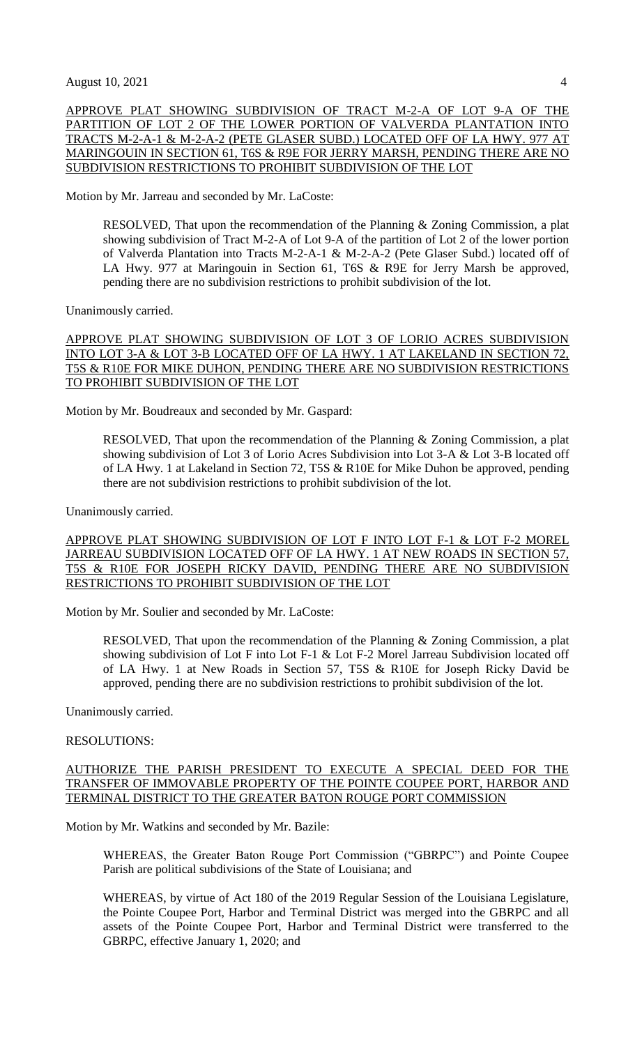APPROVE PLAT SHOWING SUBDIVISION OF TRACT M-2-A OF LOT 9-A OF THE PARTITION OF LOT 2 OF THE LOWER PORTION OF VALVERDA PLANTATION INTO TRACTS M-2-A-1 & M-2-A-2 (PETE GLASER SUBD.) LOCATED OFF OF LA HWY. 977 AT MARINGOUIN IN SECTION 61, T6S & R9E FOR JERRY MARSH, PENDING THERE ARE NO SUBDIVISION RESTRICTIONS TO PROHIBIT SUBDIVISION OF THE LOT

Motion by Mr. Jarreau and seconded by Mr. LaCoste:

> RESOLVED, That upon the recommendation of the Planning & Zoning Commission, a plat showing subdivision of Tract M-2-A of Lot 9-A of the partition of Lot 2 of the lower portion of Valverda Plantation into Tracts M-2-A-1 & M-2-A-2 (Pete Glaser Subd.) located off of LA Hwy. 977 at Maringouin in Section 61, T6S & R9E for Jerry Marsh be approved, pending there are no subdivision restrictions to prohibit subdivision of the lot.

Unanimously carried.

APPROVE PLAT SHOWING SUBDIVISION OF LOT 3 OF LORIO ACRES SUBDIVISION INTO LOT 3-A & LOT 3-B LOCATED OFF OF LA HWY. 1 AT LAKELAND IN SECTION 72, T5S & R10E FOR MIKE DUHON, PENDING THERE ARE NO SUBDIVISION RESTRICTIONS TO PROHIBIT SUBDIVISION OF THE LOT

Motion by Mr. Boudreaux and seconded by Mr. Gaspard:

> RESOLVED, That upon the recommendation of the Planning & Zoning Commission, a plat showing subdivision of Lot 3 of Lorio Acres Subdivision into Lot 3-A & Lot 3-B located off of LA Hwy. 1 at Lakeland in Section 72, T5S & R10E for Mike Duhon be approved, pending there are not subdivision restrictions to prohibit subdivision of the lot.

Unanimously carried.

APPROVE PLAT SHOWING SUBDIVISION OF LOT F INTO LOT F-1 & LOT F-2 MOREL JARREAU SUBDIVISION LOCATED OFF OF LA HWY. 1 AT NEW ROADS IN SECTION 57, T5S & R10E FOR JOSEPH RICKY DAVID, PENDING THERE ARE NO SUBDIVISION RESTRICTIONS TO PROHIBIT SUBDIVISION OF THE LOT

Motion by Mr. Soulier and seconded by Mr. LaCoste:

> RESOLVED, That upon the recommendation of the Planning & Zoning Commission, a plat showing subdivision of Lot F into Lot F-1 & Lot F-2 Morel Jarreau Subdivision located off of LA Hwy. 1 at New Roads in Section 57, T5S & R10E for Joseph Ricky David be approved, pending there are no subdivision restrictions to prohibit subdivision of the lot.

Unanimously carried.

RESOLUTIONS:

AUTHORIZE THE PARISH PRESIDENT TO EXECUTE A SPECIAL DEED FOR THE TRANSFER OF IMMOVABLE PROPERTY OF THE POINTE COUPEE PORT, HARBOR AND TERMINAL DISTRICT TO THE GREATER BATON ROUGE PORT COMMISSION

Motion by Mr. Watkins and seconded by Mr. Bazile:

> WHEREAS, the Greater Baton Rouge Port Commission ("GBRPC") and Pointe Coupee Parish are political subdivisions of the State of Louisiana; and
>
> WHEREAS, by virtue of Act 180 of the 2019 Regular Session of the Louisiana Legislature, the Pointe Coupee Port, Harbor and Terminal District was merged into the GBRPC and all assets of the Pointe Coupee Port, Harbor and Terminal District were transferred to the GBRPC, effective January 1, 2020; and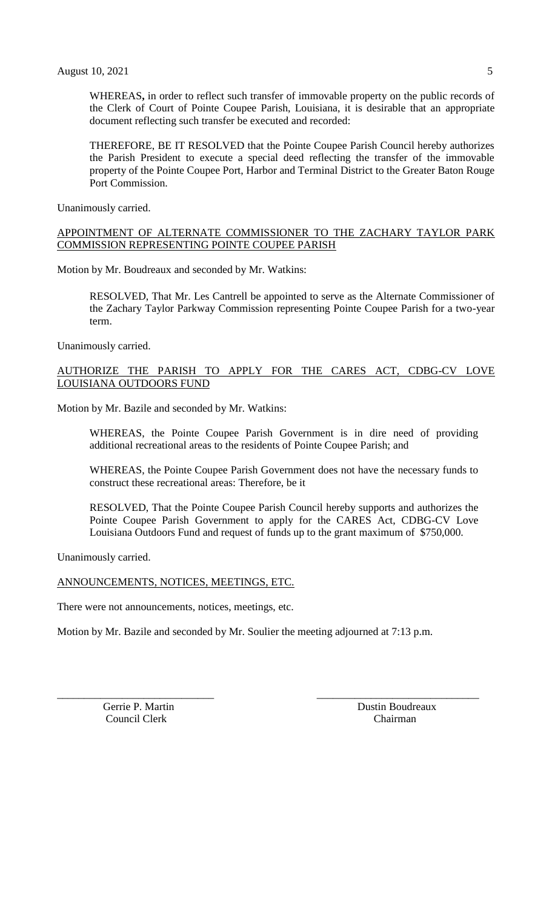WHEREAS**,** in order to reflect such transfer of immovable property on the public records of the Clerk of Court of Pointe Coupee Parish, Louisiana, it is desirable that an appropriate document reflecting such transfer be executed and recorded:

THEREFORE, BE IT RESOLVED that the Pointe Coupee Parish Council hereby authorizes the Parish President to execute a special deed reflecting the transfer of the immovable property of the Pointe Coupee Port, Harbor and Terminal District to the Greater Baton Rouge Port Commission.

Unanimously carried.

<u>APPOINTMENT OF ALTERNATE COMMISSIONER TO THE ZACHARY TAYLOR PARK COMMISSION REPRESENTING POINTE COUPEE PARISH</u>

Motion by Mr. Boudreaux and seconded by Mr. Watkins:

RESOLVED, That Mr. Les Cantrell be appointed to serve as the Alternate Commissioner of the Zachary Taylor Parkway Commission representing Pointe Coupee Parish for a two-year term.

Unanimously carried.

<u>AUTHORIZE THE PARISH TO APPLY FOR THE CARES ACT, CDBG-CV LOVE LOUISIANA OUTDOORS FUND</u>

Motion by Mr. Bazile and seconded by Mr. Watkins:

WHEREAS, the Pointe Coupee Parish Government is in dire need of providing additional recreational areas to the residents of Pointe Coupee Parish; and

WHEREAS, the Pointe Coupee Parish Government does not have the necessary funds to construct these recreational areas: Therefore, be it

RESOLVED, That the Pointe Coupee Parish Council hereby supports and authorizes the Pointe Coupee Parish Government to apply for the CARES Act, CDBG-CV Love Louisiana Outdoors Fund and request of funds up to the grant maximum of $750,000.

Unanimously carried.

<u>ANNOUNCEMENTS, NOTICES, MEETINGS, ETC.</u>

There were not announcements, notices, meetings, etc.

Motion by Mr. Bazile and seconded by Mr. Soulier the meeting adjourned at 7:13 p.m.

| | |
|---|---|
| \_\_\_\_\_\_\_\_\_\_\_\_\_\_\_\_\_\_\_\_\_\_\_\_\_\_\_\_ | \_\_\_\_\_\_\_\_\_\_\_\_\_\_\_\_\_\_\_\_\_\_\_\_\_\_\_\_ |
| Gerrie P. Martin | Dustin Boudreaux |
| Council Clerk | Chairman |